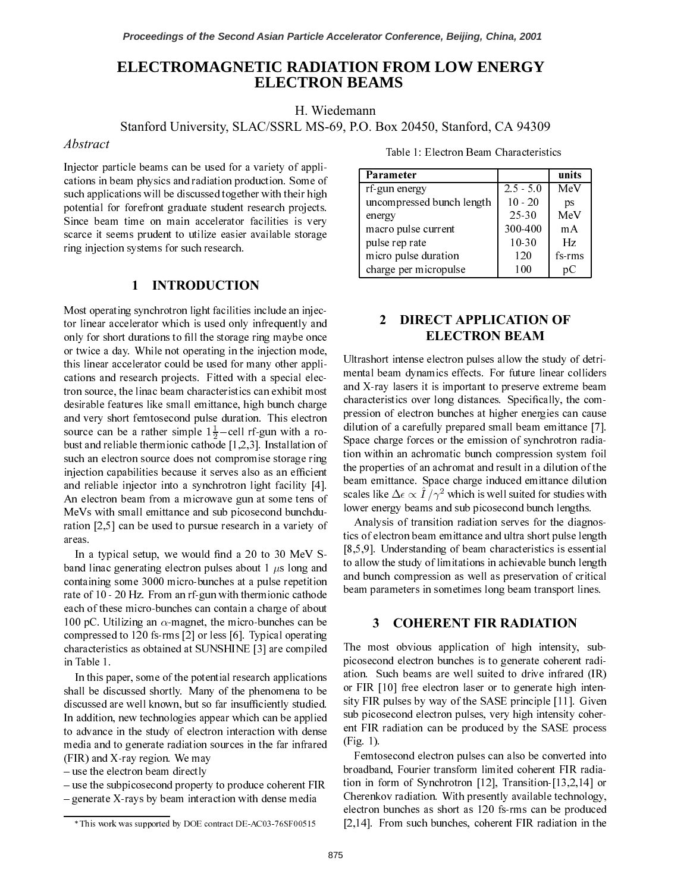# ELECTROMAGNETIC RADIATION FROM LOW ENERGY ELECTRON BEAMS

H. Wiedemann

Stanford University, SLAC/SSRL MS-69, P.O. Box 20450, Stanford, CA 94309

### *Abstract*

Injector particle beams can be used for a variety of applications in beam physics and radiation production. Some of such applications will be discussed together with their high potential for forefront graduate student research projects. Since beam time on main accelerator facilities is very scarce it seems prudent to utilize easier available storage ring injection systems for such research.

## 1 INTRODUCTION

Most operating synchrotron light facilities include an injector linear accelerator which is used only infrequently and only for short durations to fill the storage ring maybe once or twice a day. While not operating in the injection mode, this linear accelerator could be used for many other applications and research projects. Fitted with a special electron source, the linac beam characteristics can exhibit most desirable features like small emittance, high bunch charge and very short femtosecond pulse duration. This electron source can be a rather simple $1\frac{1}{2}-$cell rf-gun with a robust and reliable thermionic cathode [1,2,3]. Installation of such an electron source does not compromise storage ring injection capabilities because it serves also as an efficient and reliable injector into a synchrotron light facility [4]. An electron beam from a microwave gun at some tens of MeVs with small emittance and sub picosecond bunchduration [2,5] can be used to pursue research in a variety of areas.

In a typical setup, we would find a 20 to 30 MeV S-band linac generating electron pulses about 1 $\mu$s long and containing some 3000 micro-bunches at a pulse repetition rate of 10 - 20 Hz. From an rf-gun with thermionic cathode each of these micro-bunches can contain a charge of about 100 pC. Utilizing an $\alpha$-magnet, the micro-bunches can be compressed to 120 fs-rms [2] or less [6]. Typical operating characteristics as obtained at SUNSHINE [3] are compiled in Table 1.

In this paper, some of the potential research applications shall be discussed shortly. Many of the phenomena to be discussed are well known, but so far insufficiently studied. In addition, new technologies appear which can be applied to advance in the study of electron interaction with dense media and to generate radiation sources in the far infrared (FIR) and X-ray region. We may

– use the electron beam directly
– use the subpicosecond property to produce coherent FIR
– generate X-rays by beam interaction with dense media

*This work was supported by DOE contract DE-AC03-76SF00515

Table 1: Electron Beam Characteristics

| Parameter | | units |
|---|---|---|
| rf-gun energy | 2.5 - 5.0 | MeV |
| uncompressed bunch length | 10 - 20 | ps |
| energy | 25-30 | MeV |
| macro pulse current | 300-400 | mA |
| pulse rep rate | 10-30 | Hz |
| micro pulse duration | 120 | fs-rms |
| charge per micropulse | 100 | pC |

## 2 DIRECT APPLICATION OF ELECTRON BEAM

Ultrashort intense electron pulses allow the study of detrimental beam dynamics effects. For future linear colliders and X-ray lasers it is important to preserve extreme beam characteristics over long distances. Specifically, the compression of electron bunches at higher energies can cause dilution of a carefully prepared small beam emittance [7]. Space charge forces or the emission of synchrotron radiation within an achromatic bunch compression system foil the properties of an achromat and result in a dilution of the beam emittance. Space charge induced emittance dilution scales like $\Delta\epsilon \propto \hat{I}/\gamma^2$ which is well suited for studies with lower energy beams and sub picosecond bunch lengths.

Analysis of transition radiation serves for the diagnostics of electron beam emittance and ultra short pulse length [8,5,9]. Understanding of beam characteristics is essential to allow the study of limitations in achievable bunch length and bunch compression as well as preservation of critical beam parameters in sometimes long beam transport lines.

## 3 COHERENT FIR RADIATION

The most obvious application of high intensity, sub-picosecond electron bunches is to generate coherent radiation. Such beams are well suited to drive infrared (IR) or FIR [10] free electron laser or to generate high intensity FIR pulses by way of the SASE principle [11]. Given sub picosecond electron pulses, very high intensity coherent FIR radiation can be produced by the SASE process (Fig. 1).

Femtosecond electron pulses can also be converted into broadband, Fourier transform limited coherent FIR radiation in form of Synchrotron [12], Transition-[13,2,14] or Cherenkov radiation. With presently available technology, electron bunches as short as 120 fs-rms can be produced [2,14]. From such bunches, coherent FIR radiation in the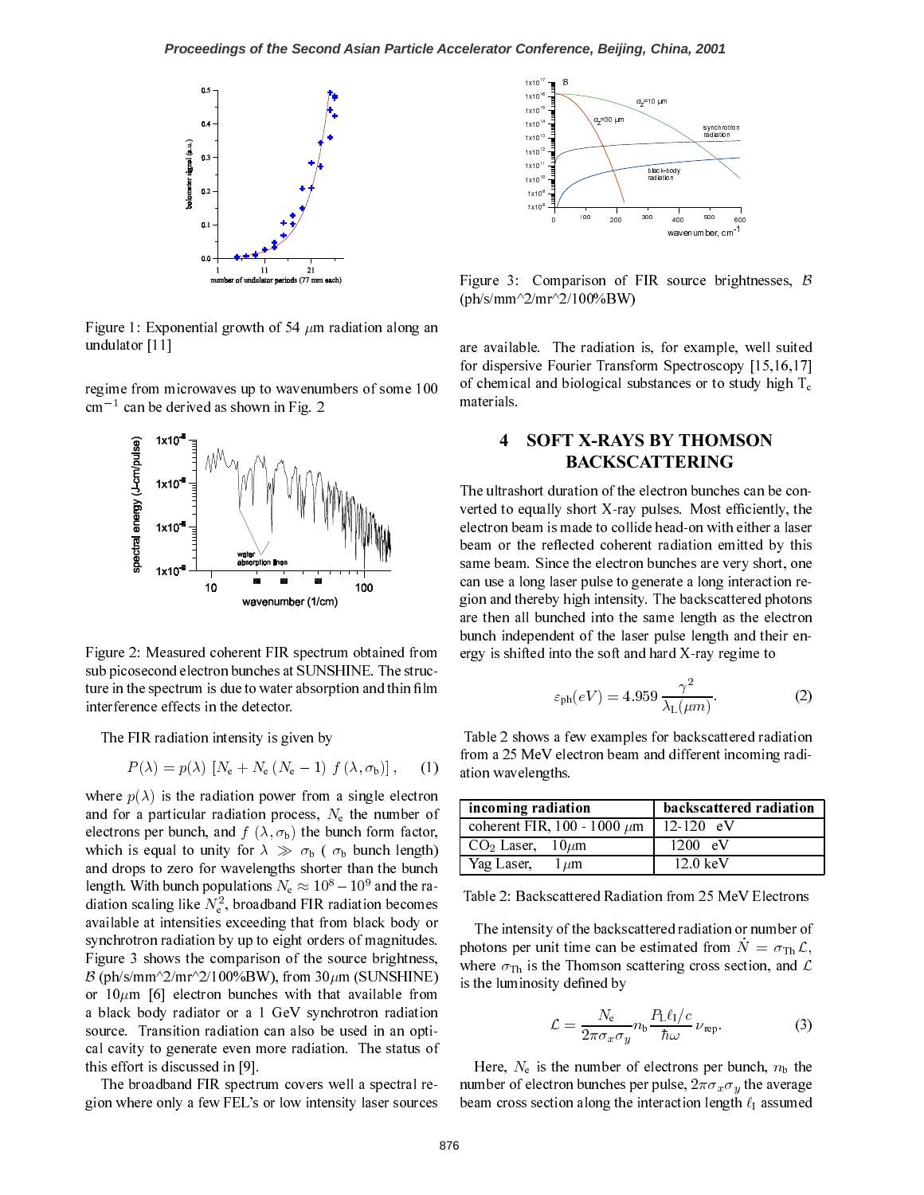Figure 1: Exponential growth of 54 $\mu$m radiation along an undulator [11]

regime from microwaves up to wavenumbers of some 100 $\mathrm{cm}^{-1}$ can be derived as shown in Fig. 2

Figure 2: Measured coherent FIR spectrum obtained from sub picosecond electron bunches at SUNSHINE. The structure in the spectrum is due to water absorption and thin film interference effects in the detector.

The FIR radiation intensity is given by

$$P(\lambda) = p(\lambda)\,\left[N_{\mathrm{e}} + N_{\mathrm{e}}\left(N_{\mathrm{e}}-1\right)\,f\left(\lambda,\sigma_{\mathrm{b}}\right)\right], \qquad (1)$$

where $p(\lambda)$ is the radiation power from a single electron and for a particular radiation process, $N_{\mathrm{e}}$ the number of electrons per bunch, and $f\,(\lambda, \sigma_{\mathrm{b}})$ the bunch form factor, which is equal to unity for $\lambda \gg \sigma_{\mathrm{b}}$ ( $\sigma_{\mathrm{b}}$ bunch length) and drops to zero for wavelengths shorter than the bunch length. With bunch populations $N_{\mathrm{e}} \approx 10^{8} - 10^{9}$ and the radiation scaling like $N_{\mathrm{e}}^{2}$, broadband FIR radiation becomes available at intensities exceeding that from black body or synchrotron radiation by up to eight orders of magnitudes. Figure 3 shows the comparison of the source brightness, $\mathcal{B}$ (ph/s/mm^2/mr^2/100%BW), from 30$\mu$m (SUNSHINE) or 10$\mu$m [6] electron bunches with that available from a black body radiator or a 1 GeV synchrotron radiation source. Transition radiation can also be used in an optical cavity to generate even more radiation. The status of this effort is discussed in [9].

The broadband FIR spectrum covers well a spectral region where only a few FEL's or low intensity laser sources are available. The radiation is, for example, well suited for dispersive Fourier Transform Spectroscopy [15,16,17] of chemical and biological substances or to study high $\mathrm{T_c}$ materials.

Figure 3: Comparison of FIR source brightnesses, $\mathcal{B}$ (ph/s/mm^2/mr^2/100%BW)

## 4 SOFT X-RAYS BY THOMSON BACKSCATTERING

The ultrashort duration of the electron bunches can be converted to equally short X-ray pulses. Most efficiently, the electron beam is made to collide head-on with either a laser beam or the reflected coherent radiation emitted by this same beam. Since the electron bunches are very short, one can use a long laser pulse to generate a long interaction region and thereby high intensity. The backscattered photons are then all bunched into the same length as the electron bunch independent of the laser pulse length and their energy is shifted into the soft and hard X-ray regime to

$$\varepsilon_{\mathrm{ph}}(eV) = 4.959\,\frac{\gamma^{2}}{\lambda_{\mathrm{L}}(\mu m)}. \qquad (2)$$

Table 2 shows a few examples for backscattered radiation from a 25 MeV electron beam and different incoming radiation wavelengths.

| **incoming radiation** | **backscattered radiation** |
|---|---|
| coherent FIR, 100 - 1000 $\mu$m | 12-120 eV |
| $CO_2$ Laser, 10$\mu$m | 1200 eV |
| Yag Laser, 1$\mu$m | 12.0 keV |

Table 2: Backscattered Radiation from 25 MeV Electrons

The intensity of the backscattered radiation or number of photons per unit time can be estimated from $\dot{N} = \sigma_{\mathrm{Th}}\,\mathcal{L}$, where $\sigma_{\mathrm{Th}}$ is the Thomson scattering cross section, and $\mathcal{L}$ is the luminosity defined by

$$\mathcal{L} = \frac{N_{\mathrm{e}}}{2\pi\sigma_x\sigma_y} n_{\mathrm{b}}\,\frac{P_{\mathrm{L}}\ell_{\mathrm{I}}/c}{\hbar\omega}\,\nu_{\mathrm{rep}}. \qquad (3)$$

Here, $N_{\mathrm{e}}$ is the number of electrons per bunch, $n_{\mathrm{b}}$ the number of electron bunches per pulse, $2\pi\sigma_x\sigma_y$ the average beam cross section along the interaction length $\ell_{\mathrm{I}}$ assumed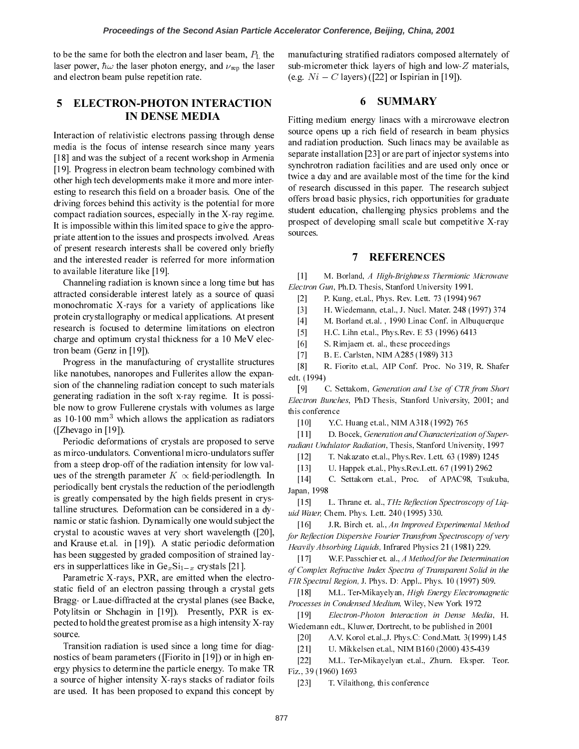to be the same for both the electron and laser beam, $P_L$ the laser power, $\hbar\omega$ the laser photon energy, and $\nu_{rep}$ the laser and electron beam pulse repetition rate.

## 5 ELECTRON-PHOTON INTERACTION IN DENSE MEDIA

Interaction of relativistic electrons passing through dense media is the focus of intense research since many years [18] and was the subject of a recent workshop in Armenia [19]. Progress in electron beam technology combined with other high tech developments make it more and more interesting to research this field on a broader basis. One of the driving forces behind this activity is the potential for more compact radiation sources, especially in the X-ray regime. It is impossible within this limited space to give the appropriate attention to the issues and prospects involved. Areas of present research interests shall be covered only briefly and the interested reader is referred for more information to available literature like [19].

Channeling radiation is known since a long time but has attracted considerable interest lately as a source of quasi monochromatic X-rays for a variety of applications like protein crystallography or medical applications. At present research is focused to determine limitations on electron charge and optimum crystal thickness for a 10 MeV electron beam (Genz in [19]).

Progress in the manufacturing of crystallite structures like nanotubes, nanoropes and Fullerites allow the expansion of the channeling radiation concept to such materials generating radiation in the soft x-ray regime. It is possible now to grow Fullerene crystals with volumes as large as 10-100 mm$^3$ which allows the application as radiators ([Zhevago in [19]).

Periodic deformations of crystals are proposed to serve as mirco-undulators. Conventional micro-undulators suffer from a steep drop-off of the radiation intensity for low values of the strength parameter $K \propto$ field·periodlength. In periodically bent crystals the reduction of the periodlength is greatly compensated by the high fields present in crystalline structures. Deformation can be considered in a dynamic or static fashion. Dynamically one would subject the crystal to acoustic waves at very short wavelength ([20], and Krause et.al. in [19]). A static periodic deformation has been suggested by graded composition of strained layers in supperlattices like in $\mathrm{Ge}_x\mathrm{Si}_{1-x}$ crystals [21].

Parametric X-rays, PXR, are emitted when the electrostatic field of an electron passing through a crystal gets Bragg- or Laue-diffracted at the crystal planes (see Backe, Potylitsin or Shchagin in [19]). Presently, PXR is expected to hold the greatest promise as a high intensity X-ray source.

Transition radiation is used since a long time for diagnostics of beam parameters ([Fiorito in [19]) or in high energy physics to determine the particle energy. To make TR a source of higher intensity X-rays stacks of radiator foils are used. It has been proposed to expand this concept by manufacturing stratified radiators composed alternately of sub-micrometer thick layers of high and low-$Z$ materials, (e.g. $Ni - C$ layers) ([22] or Ispirian in [19]).

## 6 SUMMARY

Fitting medium energy linacs with a mircrowave electron source opens up a rich field of research in beam physics and radiation production. Such linacs may be available as separate installation [23] or are part of injector systems into synchrotron radiation facilities and are used only once or twice a day and are available most of the time for the kind of research discussed in this paper. The research subject offers broad basic physics, rich opportunities for graduate student education, challenging physics problems and the prospect of developing small scale but competitive X-ray sources.

## 7 REFERENCES

[1] M. Borland, *A High-Brightness Thermionic Microwave Electron Gun*, Ph.D. Thesis, Stanford University 1991.

[2] P. Kung, et.al., Phys. Rev. Lett. 73 (1994) 967

[3] H. Wiedemann, et.al., J. Nucl. Mater. 248 (1997) 374

[4] M. Borland et.al. , 1990 Linac Conf. in Albuquerque

[5] H.C. Lihn et.al., Phys.Rev. E 53 (1996) 6413

[6] S. Rimjaem et. al., these proceedings

[7] B. E. Carlsten, NIM A285 (1989) 313

[8] R. Fiorito et.al., AIP Conf. Proc. No 319, R. Shafer edt. (1994)

[9] C. Settakorn, *Generation and Use of CTR from Short Electron Bunches*, PhD Thesis, Stanford University, 2001; and this conference

[10] Y.C. Huang et.al., NIM A318 (1992) 765

[11] D. Bocek, *Generation and Characterization of Superradiant Undulator Radiation*, Thesis, Stanford University, 1997

[12] T. Nakazato et.al., Phys.Rev. Lett. 63 (1989) 1245

[13] U. Happek et.al., Phys.Rev.Lett. 67 (1991) 2962

[14] C. Settakorn et.al., Proc. of APAC98, Tsukuba, Japan, 1998

[15] L. Thrane et. al., *THz Reflection Spectroscopy of Liquid Water,* Chem. Phys. Lett. 240 (1995) 330.

[16] J.R. Birch et. al., *An Improved Experimental Method for Reflection Dispersive Fourier Transfrom Spectroscopy of very Heavily Absorbing Liquids,* Infrared Physics 21 (1981) 229.

[17] W.F. Passchier et. al., *A Method for the Determination of Complex Refractive Index Spectra of Transparent Solid in the FIR Spectral Region,* J. Phys. D: Appl.. Phys. 10 (1997) 509.

[18] M.L. Ter-Mikayelyan, *High Energy Electromagnetic Processes in Condensed Medium,* Wiley, New York 1972

[19] *Electron-Photon Interaction in Dense Media*, H. Wiedemann edt., Kluwer, Dortrecht, to be published in 2001

[20] A.V. Korol et.al.,J. Phys.C: Cond.Matt. 3(1999) L45

[21] U. Mikkelsen et.al., NIM B160 (2000) 435-439

[22] M.L. Ter-Mikayelyan et.al., Zhurn. Eksper. Teor. Fiz., 39 (1960) 1693

[23] T. Vilaithong, this conference